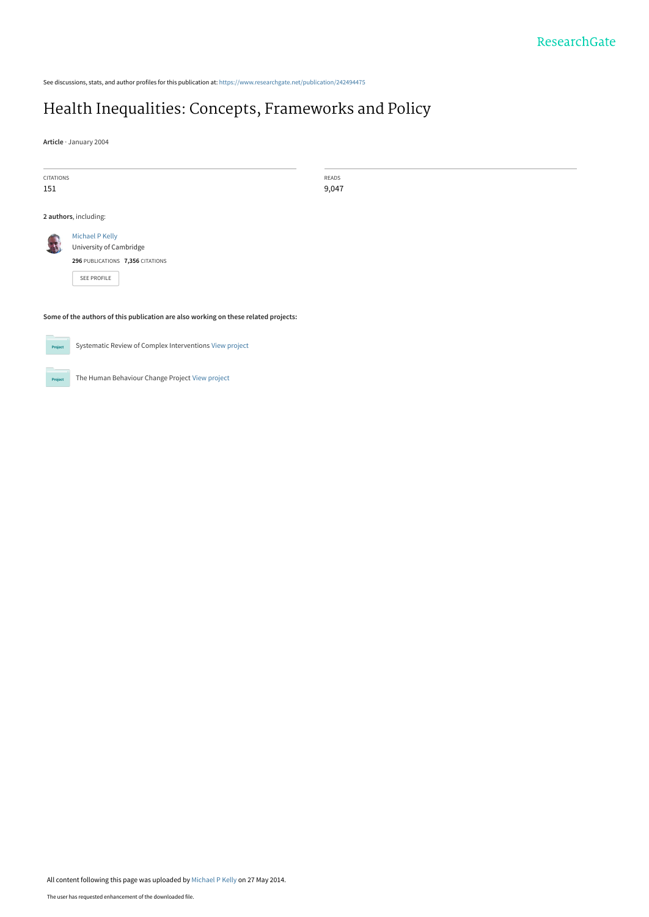See discussions, stats, and author profiles for this publication at: https://www.researchgate.net/publication/242494475

# Health Inequalities: Concepts, Frameworks and Policy

**Article** · January 2004

| CITATIONS | READS |
| --- | --- |
| 151 | 9,047 |

**2 authors**, including:

Michael P Kelly
University of Cambridge
**296** PUBLICATIONS **7,356** CITATIONS

SEE PROFILE

**Some of the authors of this publication are also working on these related projects:**

Systematic Review of Complex Interventions View project

The Human Behaviour Change Project View project

All content following this page was uploaded by Michael P Kelly on 27 May 2014.

The user has requested enhancement of the downloaded file.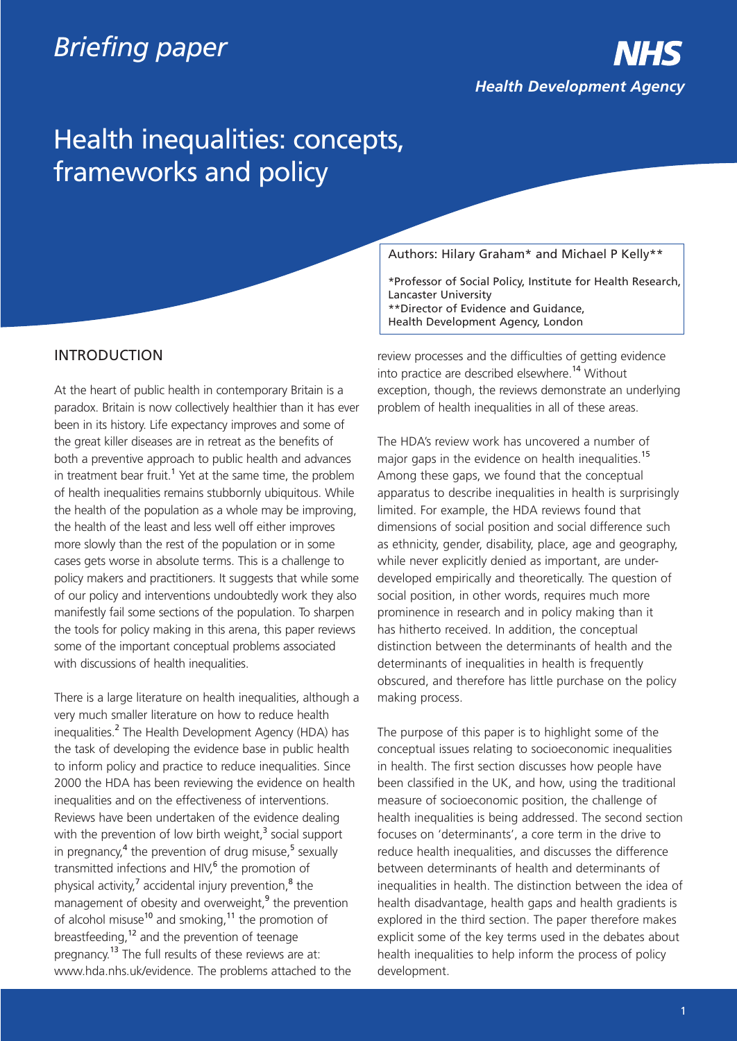*Briefing paper*

**NHS**
***Health Development Agency***

# Health inequalities: concepts, frameworks and policy

Authors: Hilary Graham* and Michael P Kelly**

*Professor of Social Policy, Institute for Health Research, Lancaster University
**Director of Evidence and Guidance, Health Development Agency, London

## INTRODUCTION

At the heart of public health in contemporary Britain is a paradox. Britain is now collectively healthier than it has ever been in its history. Life expectancy improves and some of the great killer diseases are in retreat as the benefits of both a preventive approach to public health and advances in treatment bear fruit.[1] Yet at the same time, the problem of health inequalities remains stubbornly ubiquitous. While the health of the population as a whole may be improving, the health of the least and less well off either improves more slowly than the rest of the population or in some cases gets worse in absolute terms. This is a challenge to policy makers and practitioners. It suggests that while some of our policy and interventions undoubtedly work they also manifestly fail some sections of the population. To sharpen the tools for policy making in this arena, this paper reviews some of the important conceptual problems associated with discussions of health inequalities.

There is a large literature on health inequalities, although a very much smaller literature on how to reduce health inequalities.[2] The Health Development Agency (HDA) has the task of developing the evidence base in public health to inform policy and practice to reduce inequalities. Since 2000 the HDA has been reviewing the evidence on health inequalities and on the effectiveness of interventions. Reviews have been undertaken of the evidence dealing with the prevention of low birth weight,[3] social support in pregnancy,[4] the prevention of drug misuse,[5] sexually transmitted infections and HIV,[6] the promotion of physical activity,[7] accidental injury prevention,[8] the management of obesity and overweight,[9] the prevention of alcohol misuse[10] and smoking,[11] the promotion of breastfeeding,[12] and the prevention of teenage pregnancy.[13] The full results of these reviews are at: www.hda.nhs.uk/evidence. The problems attached to the review processes and the difficulties of getting evidence into practice are described elsewhere.[14] Without exception, though, the reviews demonstrate an underlying problem of health inequalities in all of these areas.

The HDA's review work has uncovered a number of major gaps in the evidence on health inequalities.[15] Among these gaps, we found that the conceptual apparatus to describe inequalities in health is surprisingly limited. For example, the HDA reviews found that dimensions of social position and social difference such as ethnicity, gender, disability, place, age and geography, while never explicitly denied as important, are under-developed empirically and theoretically. The question of social position, in other words, requires much more prominence in research and in policy making than it has hitherto received. In addition, the conceptual distinction between the determinants of health and the determinants of inequalities in health is frequently obscured, and therefore has little purchase on the policy making process.

The purpose of this paper is to highlight some of the conceptual issues relating to socioeconomic inequalities in health. The first section discusses how people have been classified in the UK, and how, using the traditional measure of socioeconomic position, the challenge of health inequalities is being addressed. The second section focuses on 'determinants', a core term in the drive to reduce health inequalities, and discusses the difference between determinants of health and determinants of inequalities in health. The distinction between the idea of health disadvantage, health gaps and health gradients is explored in the third section. The paper therefore makes explicit some of the key terms used in the debates about health inequalities to help inform the process of policy development.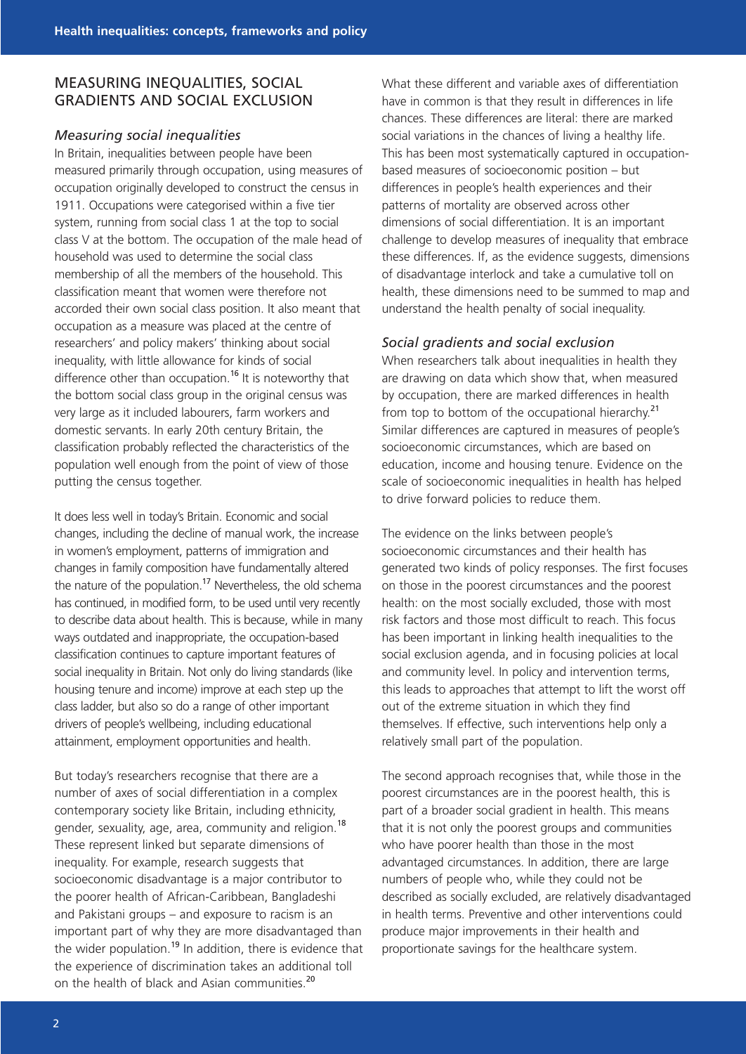## MEASURING INEQUALITIES, SOCIAL GRADIENTS AND SOCIAL EXCLUSION

### *Measuring social inequalities*

In Britain, inequalities between people have been measured primarily through occupation, using measures of occupation originally developed to construct the census in 1911. Occupations were categorised within a five tier system, running from social class 1 at the top to social class V at the bottom. The occupation of the male head of household was used to determine the social class membership of all the members of the household. This classification meant that women were therefore not accorded their own social class position. It also meant that occupation as a measure was placed at the centre of researchers' and policy makers' thinking about social inequality, with little allowance for kinds of social difference other than occupation.[16] It is noteworthy that the bottom social class group in the original census was very large as it included labourers, farm workers and domestic servants. In early 20th century Britain, the classification probably reflected the characteristics of the population well enough from the point of view of those putting the census together.

It does less well in today's Britain. Economic and social changes, including the decline of manual work, the increase in women's employment, patterns of immigration and changes in family composition have fundamentally altered the nature of the population.[17] Nevertheless, the old schema has continued, in modified form, to be used until very recently to describe data about health. This is because, while in many ways outdated and inappropriate, the occupation-based classification continues to capture important features of social inequality in Britain. Not only do living standards (like housing tenure and income) improve at each step up the class ladder, but also so do a range of other important drivers of people's wellbeing, including educational attainment, employment opportunities and health.

But today's researchers recognise that there are a number of axes of social differentiation in a complex contemporary society like Britain, including ethnicity, gender, sexuality, age, area, community and religion.[18] These represent linked but separate dimensions of inequality. For example, research suggests that socioeconomic disadvantage is a major contributor to the poorer health of African-Caribbean, Bangladeshi and Pakistani groups – and exposure to racism is an important part of why they are more disadvantaged than the wider population.[19] In addition, there is evidence that the experience of discrimination takes an additional toll on the health of black and Asian communities.[20]

What these different and variable axes of differentiation have in common is that they result in differences in life chances. These differences are literal: there are marked social variations in the chances of living a healthy life. This has been most systematically captured in occupation-based measures of socioeconomic position – but differences in people's health experiences and their patterns of mortality are observed across other dimensions of social differentiation. It is an important challenge to develop measures of inequality that embrace these differences. If, as the evidence suggests, dimensions of disadvantage interlock and take a cumulative toll on health, these dimensions need to be summed to map and understand the health penalty of social inequality.

### *Social gradients and social exclusion*

When researchers talk about inequalities in health they are drawing on data which show that, when measured by occupation, there are marked differences in health from top to bottom of the occupational hierarchy.[21] Similar differences are captured in measures of people's socioeconomic circumstances, which are based on education, income and housing tenure. Evidence on the scale of socioeconomic inequalities in health has helped to drive forward policies to reduce them.

The evidence on the links between people's socioeconomic circumstances and their health has generated two kinds of policy responses. The first focuses on those in the poorest circumstances and the poorest health: on the most socially excluded, those with most risk factors and those most difficult to reach. This focus has been important in linking health inequalities to the social exclusion agenda, and in focusing policies at local and community level. In policy and intervention terms, this leads to approaches that attempt to lift the worst off out of the extreme situation in which they find themselves. If effective, such interventions help only a relatively small part of the population.

The second approach recognises that, while those in the poorest circumstances are in the poorest health, this is part of a broader social gradient in health. This means that it is not only the poorest groups and communities who have poorer health than those in the most advantaged circumstances. In addition, there are large numbers of people who, while they could not be described as socially excluded, are relatively disadvantaged in health terms. Preventive and other interventions could produce major improvements in their health and proportionate savings for the healthcare system.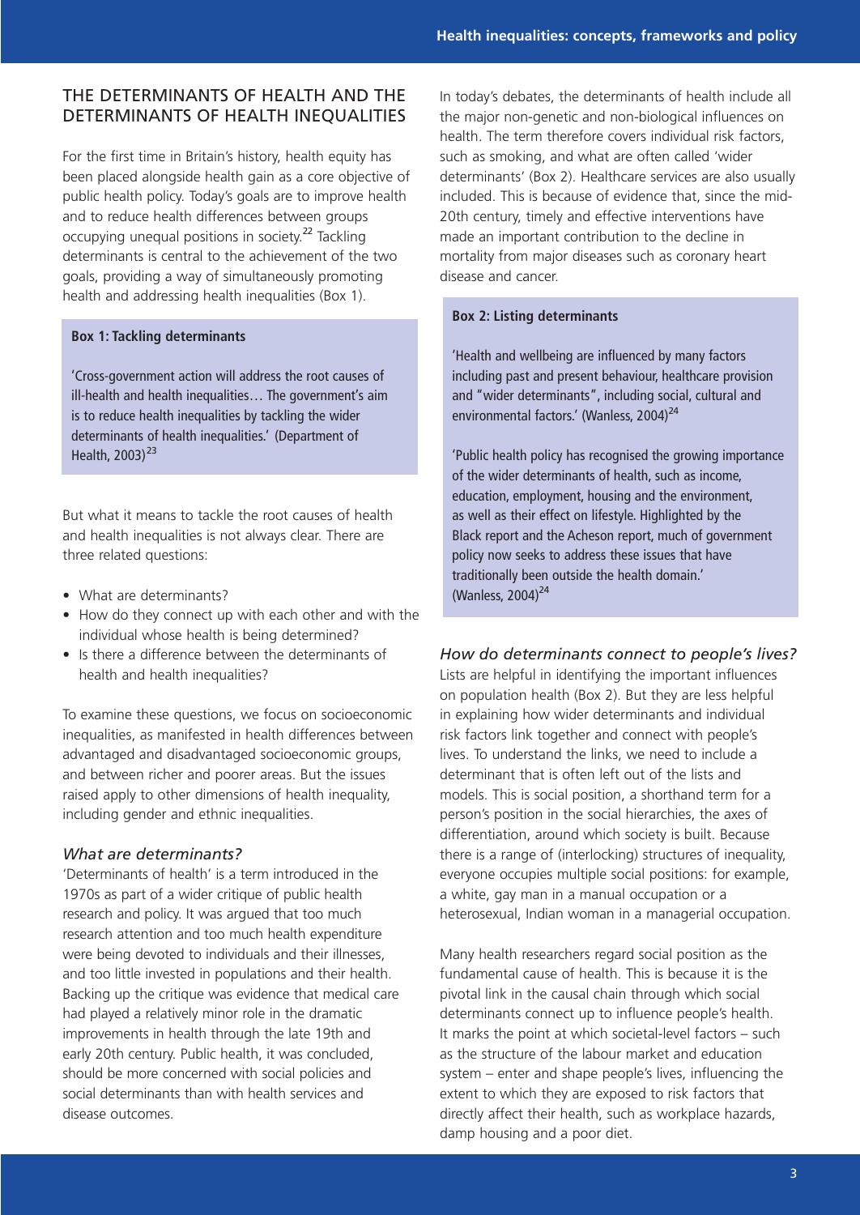## THE DETERMINANTS OF HEALTH AND THE DETERMINANTS OF HEALTH INEQUALITIES

For the first time in Britain's history, health equity has been placed alongside health gain as a core objective of public health policy. Today's goals are to improve health and to reduce health differences between groups occupying unequal positions in society.[22] Tackling determinants is central to the achievement of the two goals, providing a way of simultaneously promoting health and addressing health inequalities (Box 1).

> **Box 1: Tackling determinants**
>
> 'Cross-government action will address the root causes of ill-health and health inequalities… The government's aim is to reduce health inequalities by tackling the wider determinants of health inequalities.' (Department of Health, 2003)[23]

But what it means to tackle the root causes of health and health inequalities is not always clear. There are three related questions:

- What are determinants?
- How do they connect up with each other and with the individual whose health is being determined?
- Is there a difference between the determinants of health and health inequalities?

To examine these questions, we focus on socioeconomic inequalities, as manifested in health differences between advantaged and disadvantaged socioeconomic groups, and between richer and poorer areas. But the issues raised apply to other dimensions of health inequality, including gender and ethnic inequalities.

### *What are determinants?*

'Determinants of health' is a term introduced in the 1970s as part of a wider critique of public health research and policy. It was argued that too much research attention and too much health expenditure were being devoted to individuals and their illnesses, and too little invested in populations and their health. Backing up the critique was evidence that medical care had played a relatively minor role in the dramatic improvements in health through the late 19th and early 20th century. Public health, it was concluded, should be more concerned with social policies and social determinants than with health services and disease outcomes.

In today's debates, the determinants of health include all the major non-genetic and non-biological influences on health. The term therefore covers individual risk factors, such as smoking, and what are often called 'wider determinants' (Box 2). Healthcare services are also usually included. This is because of evidence that, since the mid-20th century, timely and effective interventions have made an important contribution to the decline in mortality from major diseases such as coronary heart disease and cancer.

> **Box 2: Listing determinants**
>
> 'Health and wellbeing are influenced by many factors including past and present behaviour, healthcare provision and "wider determinants", including social, cultural and environmental factors.' (Wanless, 2004)[24]
>
> 'Public health policy has recognised the growing importance of the wider determinants of health, such as income, education, employment, housing and the environment, as well as their effect on lifestyle. Highlighted by the Black report and the Acheson report, much of government policy now seeks to address these issues that have traditionally been outside the health domain.' (Wanless, 2004)[24]

### *How do determinants connect to people's lives?*

Lists are helpful in identifying the important influences on population health (Box 2). But they are less helpful in explaining how wider determinants and individual risk factors link together and connect with people's lives. To understand the links, we need to include a determinant that is often left out of the lists and models. This is social position, a shorthand term for a person's position in the social hierarchies, the axes of differentiation, around which society is built. Because there is a range of (interlocking) structures of inequality, everyone occupies multiple social positions: for example, a white, gay man in a manual occupation or a heterosexual, Indian woman in a managerial occupation.

Many health researchers regard social position as the fundamental cause of health. This is because it is the pivotal link in the causal chain through which social determinants connect up to influence people's health. It marks the point at which societal-level factors – such as the structure of the labour market and education system – enter and shape people's lives, influencing the extent to which they are exposed to risk factors that directly affect their health, such as workplace hazards, damp housing and a poor diet.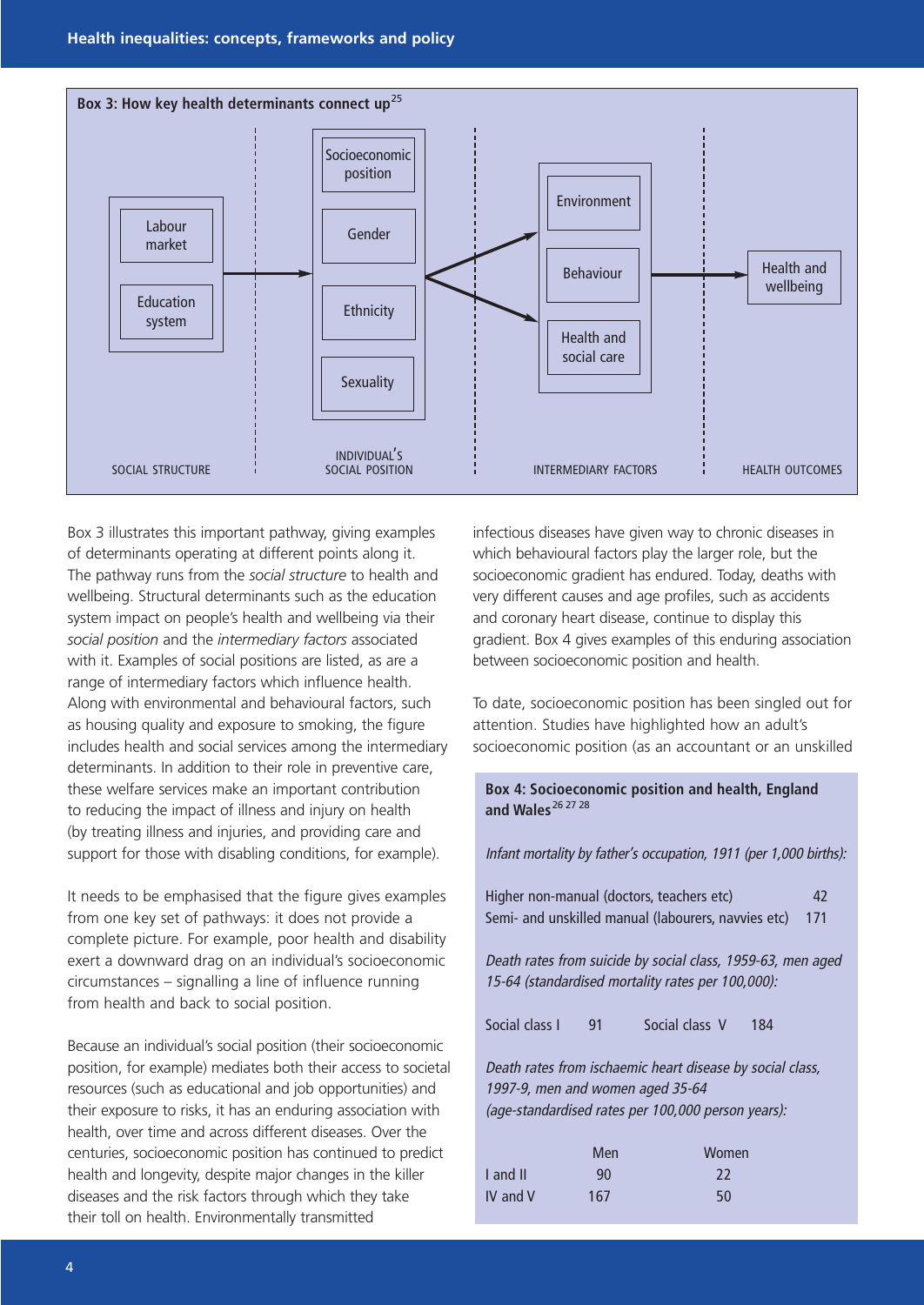**Box 3: How key health determinants connect up**[25]

| SOCIAL STRUCTURE | INDIVIDUAL'S SOCIAL POSITION | INTERMEDIARY FACTORS | HEALTH OUTCOMES |
|---|---|---|---|
| Labour market | Socioeconomic position | Environment | Health and wellbeing |
| Education system | Gender | Behaviour | |
| | Ethnicity | Health and social care | |
| | Sexuality | | |

Box 3 illustrates this important pathway, giving examples of determinants operating at different points along it. The pathway runs from the *social structure* to health and wellbeing. Structural determinants such as the education system impact on people's health and wellbeing via their *social position* and the *intermediary factors* associated with it. Examples of social positions are listed, as are a range of intermediary factors which influence health. Along with environmental and behavioural factors, such as housing quality and exposure to smoking, the figure includes health and social services among the intermediary determinants. In addition to their role in preventive care, these welfare services make an important contribution to reducing the impact of illness and injury on health (by treating illness and injuries, and providing care and support for those with disabling conditions, for example).

It needs to be emphasised that the figure gives examples from one key set of pathways: it does not provide a complete picture. For example, poor health and disability exert a downward drag on an individual's socioeconomic circumstances – signalling a line of influence running from health and back to social position.

Because an individual's social position (their socioeconomic position, for example) mediates both their access to societal resources (such as educational and job opportunities) and their exposure to risks, it has an enduring association with health, over time and across different diseases. Over the centuries, socioeconomic position has continued to predict health and longevity, despite major changes in the killer diseases and the risk factors through which they take their toll on health. Environmentally transmitted infectious diseases have given way to chronic diseases in which behavioural factors play the larger role, but the socioeconomic gradient has endured. Today, deaths with very different causes and age profiles, such as accidents and coronary heart disease, continue to display this gradient. Box 4 gives examples of this enduring association between socioeconomic position and health.

To date, socioeconomic position has been singled out for attention. Studies have highlighted how an adult's socioeconomic position (as an accountant or an unskilled

**Box 4: Socioeconomic position and health, England and Wales**[26 27 28]

*Infant mortality by father's occupation, 1911 (per 1,000 births):*

| | |
|---|---|
| Higher non-manual (doctors, teachers etc) | 42 |
| Semi- and unskilled manual (labourers, navvies etc) | 171 |

*Death rates from suicide by social class, 1959-63, men aged 15-64 (standardised mortality rates per 100,000):*

| | | | |
|---|---|---|---|
| Social class I | 91 | Social class V | 184 |

*Death rates from ischaemic heart disease by social class, 1997-9, men and women aged 35-64 (age-standardised rates per 100,000 person years):*

| | Men | Women |
|---|---|---|
| I and II | 90 | 22 |
| IV and V | 167 | 50 |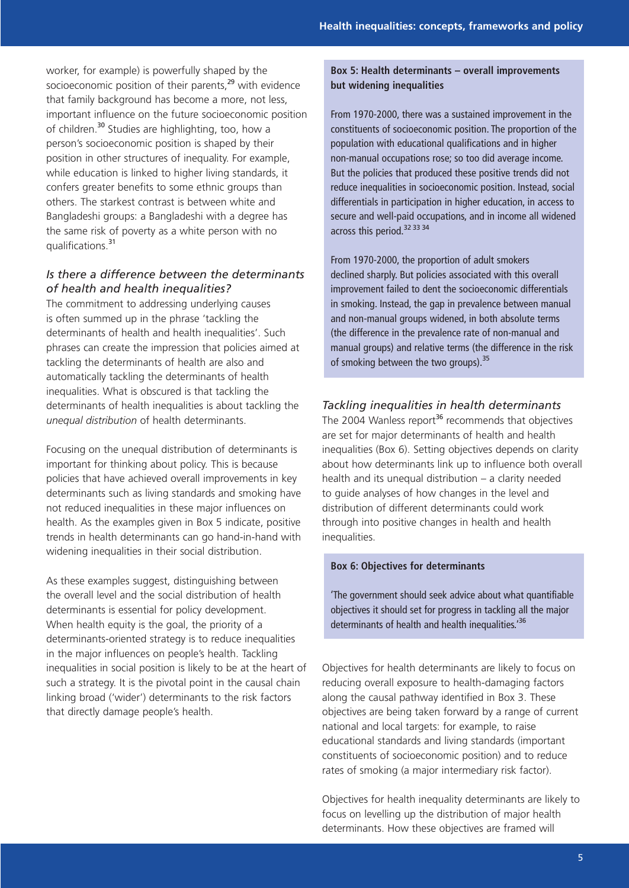worker, for example) is powerfully shaped by the socioeconomic position of their parents,[29] with evidence that family background has become a more, not less, important influence on the future socioeconomic position of children.[30] Studies are highlighting, too, how a person's socioeconomic position is shaped by their position in other structures of inequality. For example, while education is linked to higher living standards, it confers greater benefits to some ethnic groups than others. The starkest contrast is between white and Bangladeshi groups: a Bangladeshi with a degree has the same risk of poverty as a white person with no qualifications.[31]

### *Is there a difference between the determinants of health and health inequalities?*

The commitment to addressing underlying causes is often summed up in the phrase 'tackling the determinants of health and health inequalities'. Such phrases can create the impression that policies aimed at tackling the determinants of health are also and automatically tackling the determinants of health inequalities. What is obscured is that tackling the determinants of health inequalities is about tackling the *unequal distribution* of health determinants.

Focusing on the unequal distribution of determinants is important for thinking about policy. This is because policies that have achieved overall improvements in key determinants such as living standards and smoking have not reduced inequalities in these major influences on health. As the examples given in Box 5 indicate, positive trends in health determinants can go hand-in-hand with widening inequalities in their social distribution.

As these examples suggest, distinguishing between the overall level and the social distribution of health determinants is essential for policy development. When health equity is the goal, the priority of a determinants-oriented strategy is to reduce inequalities in the major influences on people's health. Tackling inequalities in social position is likely to be at the heart of such a strategy. It is the pivotal point in the causal chain linking broad ('wider') determinants to the risk factors that directly damage people's health.

**Box 5: Health determinants – overall improvements but widening inequalities**

From 1970-2000, there was a sustained improvement in the constituents of socioeconomic position. The proportion of the population with educational qualifications and in higher non-manual occupations rose; so too did average income. But the policies that produced these positive trends did not reduce inequalities in socioeconomic position. Instead, social differentials in participation in higher education, in access to secure and well-paid occupations, and in income all widened across this period.[32 33 34]

From 1970-2000, the proportion of adult smokers declined sharply. But policies associated with this overall improvement failed to dent the socioeconomic differentials in smoking. Instead, the gap in prevalence between manual and non-manual groups widened, in both absolute terms (the difference in the prevalence rate of non-manual and manual groups) and relative terms (the difference in the risk of smoking between the two groups).[35]

### *Tackling inequalities in health determinants*

The 2004 Wanless report[36] recommends that objectives are set for major determinants of health and health inequalities (Box 6). Setting objectives depends on clarity about how determinants link up to influence both overall health and its unequal distribution – a clarity needed to guide analyses of how changes in the level and distribution of different determinants could work through into positive changes in health and health inequalities.

**Box 6: Objectives for determinants**

'The government should seek advice about what quantifiable objectives it should set for progress in tackling all the major determinants of health and health inequalities.'[36]

Objectives for health determinants are likely to focus on reducing overall exposure to health-damaging factors along the causal pathway identified in Box 3. These objectives are being taken forward by a range of current national and local targets: for example, to raise educational standards and living standards (important constituents of socioeconomic position) and to reduce rates of smoking (a major intermediary risk factor).

Objectives for health inequality determinants are likely to focus on levelling up the distribution of major health determinants. How these objectives are framed will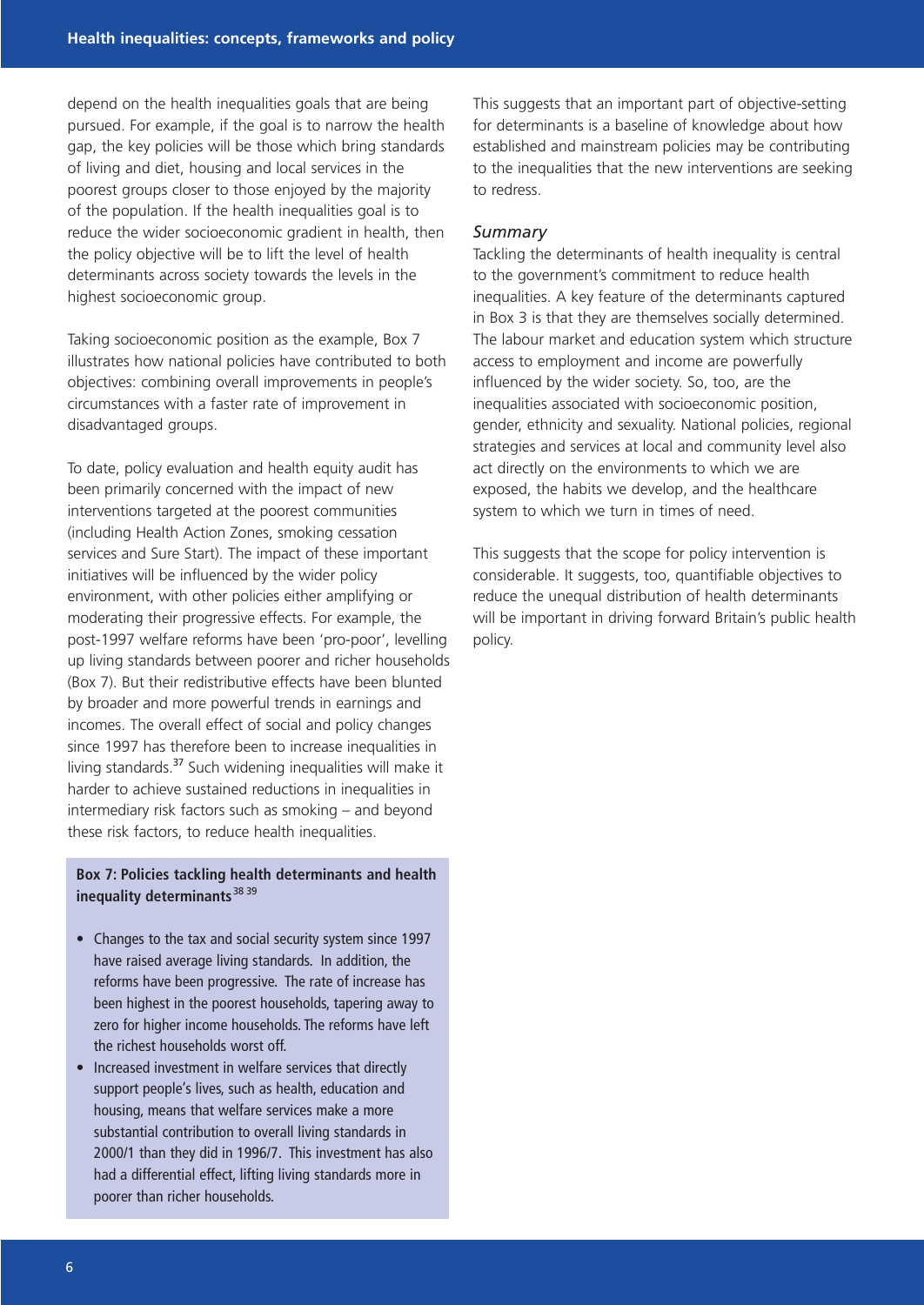depend on the health inequalities goals that are being pursued. For example, if the goal is to narrow the health gap, the key policies will be those which bring standards of living and diet, housing and local services in the poorest groups closer to those enjoyed by the majority of the population. If the health inequalities goal is to reduce the wider socioeconomic gradient in health, then the policy objective will be to lift the level of health determinants across society towards the levels in the highest socioeconomic group.

Taking socioeconomic position as the example, Box 7 illustrates how national policies have contributed to both objectives: combining overall improvements in people's circumstances with a faster rate of improvement in disadvantaged groups.

To date, policy evaluation and health equity audit has been primarily concerned with the impact of new interventions targeted at the poorest communities (including Health Action Zones, smoking cessation services and Sure Start). The impact of these important initiatives will be influenced by the wider policy environment, with other policies either amplifying or moderating their progressive effects. For example, the post-1997 welfare reforms have been 'pro-poor', levelling up living standards between poorer and richer households (Box 7). But their redistributive effects have been blunted by broader and more powerful trends in earnings and incomes. The overall effect of social and policy changes since 1997 has therefore been to increase inequalities in living standards.[37] Such widening inequalities will make it harder to achieve sustained reductions in inequalities in intermediary risk factors such as smoking – and beyond these risk factors, to reduce health inequalities.

**Box 7: Policies tackling health determinants and health inequality determinants**[38 39]

- Changes to the tax and social security system since 1997 have raised average living standards. In addition, the reforms have been progressive. The rate of increase has been highest in the poorest households, tapering away to zero for higher income households. The reforms have left the richest households worst off.
- Increased investment in welfare services that directly support people's lives, such as health, education and housing, means that welfare services make a more substantial contribution to overall living standards in 2000/1 than they did in 1996/7. This investment has also had a differential effect, lifting living standards more in poorer than richer households.

This suggests that an important part of objective-setting for determinants is a baseline of knowledge about how established and mainstream policies may be contributing to the inequalities that the new interventions are seeking to redress.

*Summary*

Tackling the determinants of health inequality is central to the government's commitment to reduce health inequalities. A key feature of the determinants captured in Box 3 is that they are themselves socially determined. The labour market and education system which structure access to employment and income are powerfully influenced by the wider society. So, too, are the inequalities associated with socioeconomic position, gender, ethnicity and sexuality. National policies, regional strategies and services at local and community level also act directly on the environments to which we are exposed, the habits we develop, and the healthcare system to which we turn in times of need.

This suggests that the scope for policy intervention is considerable. It suggests, too, quantifiable objectives to reduce the unequal distribution of health determinants will be important in driving forward Britain's public health policy.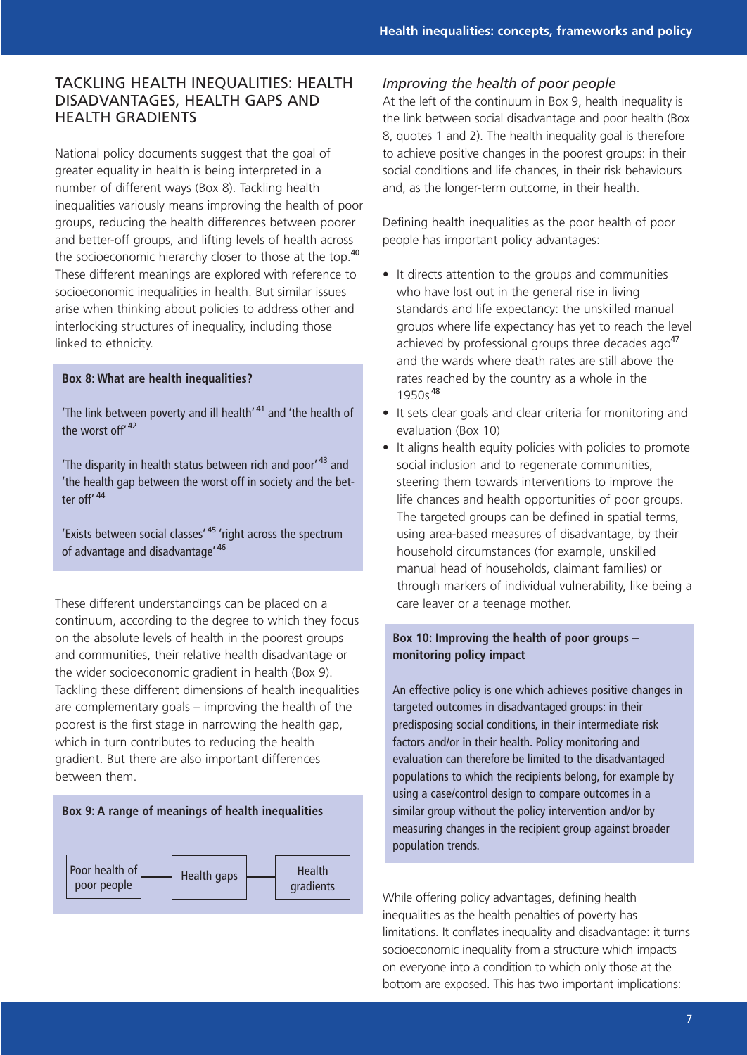## TACKLING HEALTH INEQUALITIES: HEALTH DISADVANTAGES, HEALTH GAPS AND HEALTH GRADIENTS

National policy documents suggest that the goal of greater equality in health is being interpreted in a number of different ways (Box 8). Tackling health inequalities variously means improving the health of poor groups, reducing the health differences between poorer and better-off groups, and lifting levels of health across the socioeconomic hierarchy closer to those at the top.[40] These different meanings are explored with reference to socioeconomic inequalities in health. But similar issues arise when thinking about policies to address other and interlocking structures of inequality, including those linked to ethnicity.

> **Box 8: What are health inequalities?**
>
> 'The link between poverty and ill health'[41] and 'the health of the worst off'[42]
>
> 'The disparity in health status between rich and poor'[43] and 'the health gap between the worst off in society and the better off'[44]
>
> 'Exists between social classes'[45] 'right across the spectrum of advantage and disadvantage'[46]

These different understandings can be placed on a continuum, according to the degree to which they focus on the absolute levels of health in the poorest groups and communities, their relative health disadvantage or the wider socioeconomic gradient in health (Box 9). Tackling these different dimensions of health inequalities are complementary goals – improving the health of the poorest is the first stage in narrowing the health gap, which in turn contributes to reducing the health gradient. But there are also important differences between them.

> **Box 9: A range of meanings of health inequalities**
>
> Poor health of poor people — Health gaps — Health gradients

### *Improving the health of poor people*

At the left of the continuum in Box 9, health inequality is the link between social disadvantage and poor health (Box 8, quotes 1 and 2). The health inequality goal is therefore to achieve positive changes in the poorest groups: in their social conditions and life chances, in their risk behaviours and, as the longer-term outcome, in their health.

Defining health inequalities as the poor health of poor people has important policy advantages:

- It directs attention to the groups and communities who have lost out in the general rise in living standards and life expectancy: the unskilled manual groups where life expectancy has yet to reach the level achieved by professional groups three decades ago[47] and the wards where death rates are still above the rates reached by the country as a whole in the 1950s[48]
- It sets clear goals and clear criteria for monitoring and evaluation (Box 10)
- It aligns health equity policies with policies to promote social inclusion and to regenerate communities, steering them towards interventions to improve the life chances and health opportunities of poor groups. The targeted groups can be defined in spatial terms, using area-based measures of disadvantage, by their household circumstances (for example, unskilled manual head of households, claimant families) or through markers of individual vulnerability, like being a care leaver or a teenage mother.

> **Box 10: Improving the health of poor groups – monitoring policy impact**
>
> An effective policy is one which achieves positive changes in targeted outcomes in disadvantaged groups: in their predisposing social conditions, in their intermediate risk factors and/or in their health. Policy monitoring and evaluation can therefore be limited to the disadvantaged populations to which the recipients belong, for example by using a case/control design to compare outcomes in a similar group without the policy intervention and/or by measuring changes in the recipient group against broader population trends.

While offering policy advantages, defining health inequalities as the health penalties of poverty has limitations. It conflates inequality and disadvantage: it turns socioeconomic inequality from a structure which impacts on everyone into a condition to which only those at the bottom are exposed. This has two important implications: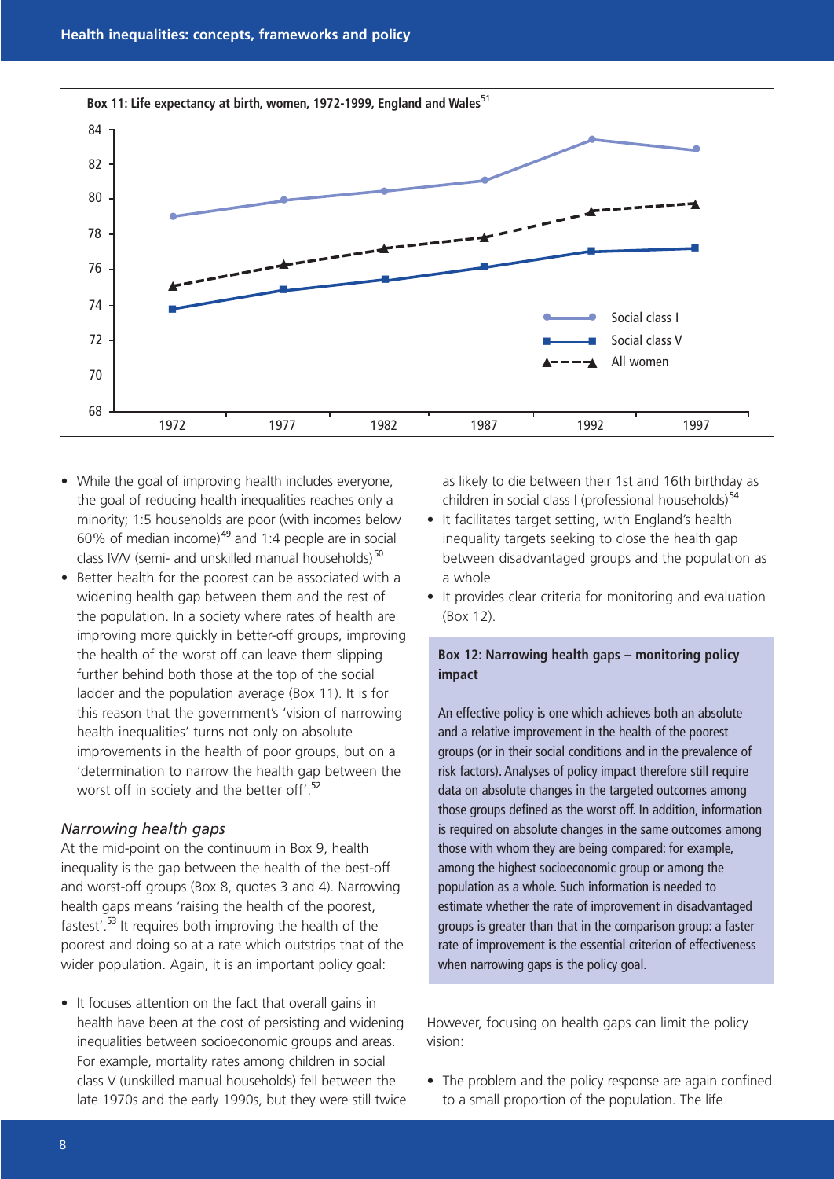**Box 11: Life expectancy at birth, women, 1972-1999, England and Wales**[51]

- While the goal of improving health includes everyone, the goal of reducing health inequalities reaches only a minority; 1:5 households are poor (with incomes below 60% of median income)[49] and 1:4 people are in social class IV/V (semi- and unskilled manual households)[50]
- Better health for the poorest can be associated with a widening health gap between them and the rest of the population. In a society where rates of health are improving more quickly in better-off groups, improving the health of the worst off can leave them slipping further behind both those at the top of the social ladder and the population average (Box 11). It is for this reason that the government's 'vision of narrowing health inequalities' turns not only on absolute improvements in the health of poor groups, but on a 'determination to narrow the health gap between the worst off in society and the better off'.[52]

### *Narrowing health gaps*

At the mid-point on the continuum in Box 9, health inequality is the gap between the health of the best-off and worst-off groups (Box 8, quotes 3 and 4). Narrowing health gaps means 'raising the health of the poorest, fastest'.[53] It requires both improving the health of the poorest and doing so at a rate which outstrips that of the wider population. Again, it is an important policy goal:

- It focuses attention on the fact that overall gains in health have been at the cost of persisting and widening inequalities between socioeconomic groups and areas. For example, mortality rates among children in social class V (unskilled manual households) fell between the late 1970s and the early 1990s, but they were still twice as likely to die between their 1st and 16th birthday as children in social class I (professional households)[54]
- It facilitates target setting, with England's health inequality targets seeking to close the health gap between disadvantaged groups and the population as a whole
- It provides clear criteria for monitoring and evaluation (Box 12).

> **Box 12: Narrowing health gaps – monitoring policy impact**
>
> An effective policy is one which achieves both an absolute and a relative improvement in the health of the poorest groups (or in their social conditions and in the prevalence of risk factors). Analyses of policy impact therefore still require data on absolute changes in the targeted outcomes among those groups defined as the worst off. In addition, information is required on absolute changes in the same outcomes among those with whom they are being compared: for example, among the highest socioeconomic group or among the population as a whole. Such information is needed to estimate whether the rate of improvement in disadvantaged groups is greater than that in the comparison group: a faster rate of improvement is the essential criterion of effectiveness when narrowing gaps is the policy goal.

However, focusing on health gaps can limit the policy vision:

- The problem and the policy response are again confined to a small proportion of the population. The life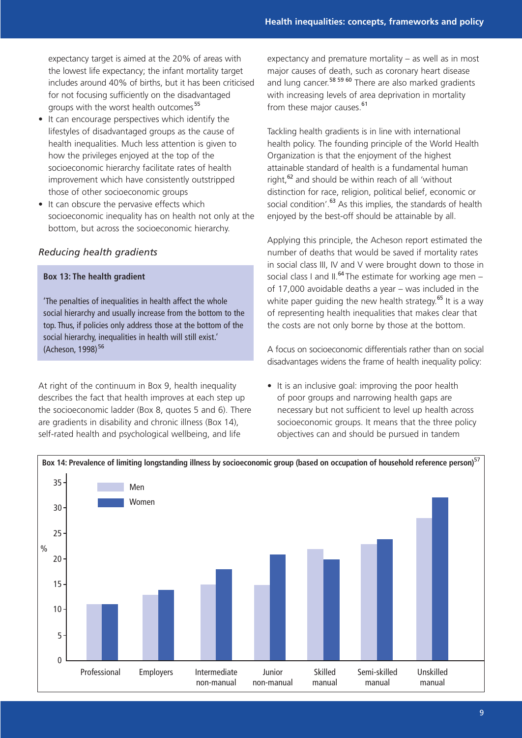expectancy target is aimed at the 20% of areas with the lowest life expectancy; the infant mortality target includes around 40% of births, but it has been criticised for not focusing sufficiently on the disadvantaged groups with the worst health outcomes[55]

- It can encourage perspectives which identify the lifestyles of disadvantaged groups as the cause of health inequalities. Much less attention is given to how the privileges enjoyed at the top of the socioeconomic hierarchy facilitate rates of health improvement which have consistently outstripped those of other socioeconomic groups
- It can obscure the pervasive effects which socioeconomic inequality has on health not only at the bottom, but across the socioeconomic hierarchy.

### *Reducing health gradients*

> **Box 13: The health gradient**
>
> 'The penalties of inequalities in health affect the whole social hierarchy and usually increase from the bottom to the top. Thus, if policies only address those at the bottom of the social hierarchy, inequalities in health will still exist.' (Acheson, 1998)[56]

At right of the continuum in Box 9, health inequality describes the fact that health improves at each step up the socioeconomic ladder (Box 8, quotes 5 and 6). There are gradients in disability and chronic illness (Box 14), self-rated health and psychological wellbeing, and life expectancy and premature mortality – as well as in most major causes of death, such as coronary heart disease and lung cancer.[58 59 60] There are also marked gradients with increasing levels of area deprivation in mortality from these major causes.[61]

Tackling health gradients is in line with international health policy. The founding principle of the World Health Organization is that the enjoyment of the highest attainable standard of health is a fundamental human right,[62] and should be within reach of all 'without distinction for race, religion, political belief, economic or social condition'.[63] As this implies, the standards of health enjoyed by the best-off should be attainable by all.

Applying this principle, the Acheson report estimated the number of deaths that would be saved if mortality rates in social class III, IV and V were brought down to those in social class I and II.[64] The estimate for working age men – of 17,000 avoidable deaths a year – was included in the white paper guiding the new health strategy.[65] It is a way of representing health inequalities that makes clear that the costs are not only borne by those at the bottom.

A focus on socioeconomic differentials rather than on social disadvantages widens the frame of health inequality policy:

- It is an inclusive goal: improving the poor health of poor groups and narrowing health gaps are necessary but not sufficient to level up health across socioeconomic groups. It means that the three policy objectives can and should be pursued in tandem

**Box 14: Prevalence of limiting longstanding illness by socioeconomic group (based on occupation of household reference person)[57]**

| Socioeconomic group | Men (%) | Women (%) |
|---|---|---|
| Professional | 11 | 11 |
| Employers | 13 | 14 |
| Intermediate non-manual | 15 | 18 |
| Junior non-manual | 15 | 21 |
| Skilled manual | 22 | 20 |
| Semi-skilled manual | 23 | 24 |
| Unskilled manual | 28 | 32 |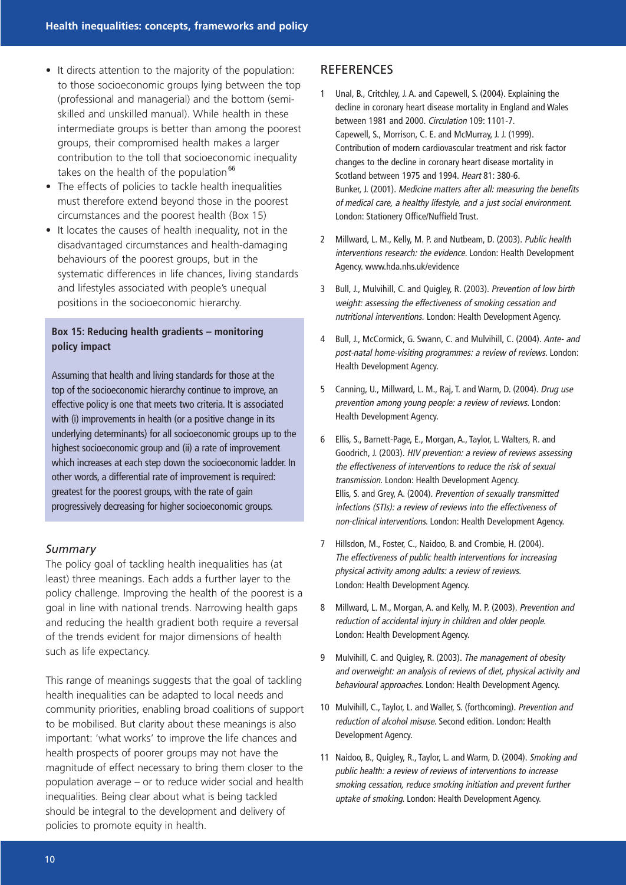- It directs attention to the majority of the population: to those socioeconomic groups lying between the top (professional and managerial) and the bottom (semi-skilled and unskilled manual). While health in these intermediate groups is better than among the poorest groups, their compromised health makes a larger contribution to the toll that socioeconomic inequality takes on the health of the population[66]
- The effects of policies to tackle health inequalities must therefore extend beyond those in the poorest circumstances and the poorest health (Box 15)
- It locates the causes of health inequality, not in the disadvantaged circumstances and health-damaging behaviours of the poorest groups, but in the systematic differences in life chances, living standards and lifestyles associated with people's unequal positions in the socioeconomic hierarchy.

> **Box 15: Reducing health gradients – monitoring policy impact**
>
> Assuming that health and living standards for those at the top of the socioeconomic hierarchy continue to improve, an effective policy is one that meets two criteria. It is associated with (i) improvements in health (or a positive change in its underlying determinants) for all socioeconomic groups up to the highest socioeconomic group and (ii) a rate of improvement which increases at each step down the socioeconomic ladder. In other words, a differential rate of improvement is required: greatest for the poorest groups, with the rate of gain progressively decreasing for higher socioeconomic groups.

### *Summary*

The policy goal of tackling health inequalities has (at least) three meanings. Each adds a further layer to the policy challenge. Improving the health of the poorest is a goal in line with national trends. Narrowing health gaps and reducing the health gradient both require a reversal of the trends evident for major dimensions of health such as life expectancy.

This range of meanings suggests that the goal of tackling health inequalities can be adapted to local needs and community priorities, enabling broad coalitions of support to be mobilised. But clarity about these meanings is also important: 'what works' to improve the life chances and health prospects of poorer groups may not have the magnitude of effect necessary to bring them closer to the population average – or to reduce wider social and health inequalities. Being clear about what is being tackled should be integral to the development and delivery of policies to promote equity in health.

## REFERENCES

1. Unal, B., Critchley, J. A. and Capewell, S. (2004). Explaining the decline in coronary heart disease mortality in England and Wales between 1981 and 2000. *Circulation* 109: 1101-7.
   Capewell, S., Morrison, C. E. and McMurray, J. J. (1999). Contribution of modern cardiovascular treatment and risk factor changes to the decline in coronary heart disease mortality in Scotland between 1975 and 1994. *Heart* 81: 380-6.
   Bunker, J. (2001). *Medicine matters after all: measuring the benefits of medical care, a healthy lifestyle, and a just social environment.* London: Stationery Office/Nuffield Trust.
2. Millward, L. M., Kelly, M. P. and Nutbeam, D. (2003). *Public health interventions research: the evidence*. London: Health Development Agency. www.hda.nhs.uk/evidence
3. Bull, J., Mulvihill, C. and Quigley, R. (2003). *Prevention of low birth weight: assessing the effectiveness of smoking cessation and nutritional interventions.* London: Health Development Agency.
4. Bull, J., McCormick, G. Swann, C. and Mulvihill, C. (2004). *Ante- and post-natal home-visiting programmes: a review of reviews.* London: Health Development Agency.
5. Canning, U., Millward, L. M., Raj, T. and Warm, D. (2004). *Drug use prevention among young people: a review of reviews.* London: Health Development Agency.
6. Ellis, S., Barnett-Page, E., Morgan, A., Taylor, L. Walters, R. and Goodrich, J. (2003). *HIV prevention: a review of reviews assessing the effectiveness of interventions to reduce the risk of sexual transmission.* London: Health Development Agency.
   Ellis, S. and Grey, A. (2004). *Prevention of sexually transmitted infections (STIs): a review of reviews into the effectiveness of non-clinical interventions.* London: Health Development Agency.
7. Hillsdon, M., Foster, C., Naidoo, B. and Crombie, H. (2004). *The effectiveness of public health interventions for increasing physical activity among adults: a review of reviews.* London: Health Development Agency.
8. Millward, L. M., Morgan, A. and Kelly, M. P. (2003). *Prevention and reduction of accidental injury in children and older people.* London: Health Development Agency.
9. Mulvihill, C. and Quigley, R. (2003). *The management of obesity and overweight: an analysis of reviews of diet, physical activity and behavioural approaches.* London: Health Development Agency.
10. Mulvihill, C., Taylor, L. and Waller, S. (forthcoming). *Prevention and reduction of alcohol misuse.* Second edition. London: Health Development Agency.
11. Naidoo, B., Quigley, R., Taylor, L. and Warm, D. (2004). *Smoking and public health: a review of reviews of interventions to increase smoking cessation, reduce smoking initiation and prevent further uptake of smoking.* London: Health Development Agency.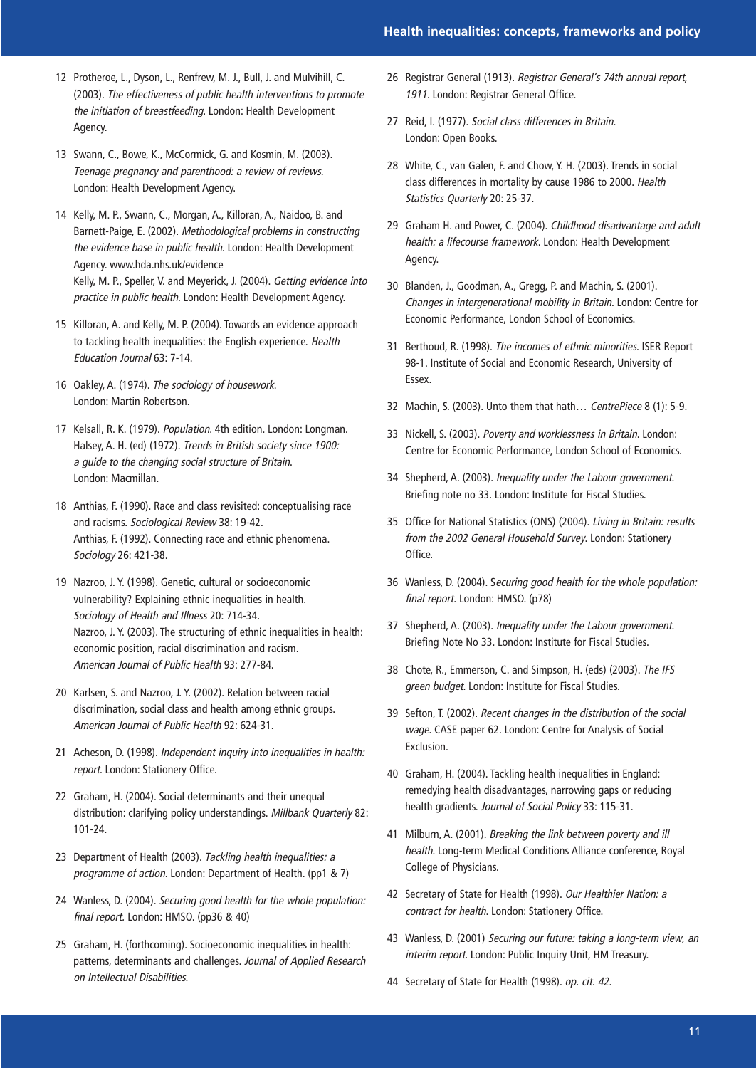12 Protheroe, L., Dyson, L., Renfrew, M. J., Bull, J. and Mulvihill, C. (2003). *The effectiveness of public health interventions to promote the initiation of breastfeeding*. London: Health Development Agency.

13 Swann, C., Bowe, K., McCormick, G. and Kosmin, M. (2003). *Teenage pregnancy and parenthood: a review of reviews*. London: Health Development Agency.

14 Kelly, M. P., Swann, C., Morgan, A., Killoran, A., Naidoo, B. and Barnett-Paige, E. (2002). *Methodological problems in constructing the evidence base in public health*. London: Health Development Agency. www.hda.nhs.uk/evidence
Kelly, M. P., Speller, V. and Meyerick, J. (2004). *Getting evidence into practice in public health*. London: Health Development Agency.

15 Killoran, A. and Kelly, M. P. (2004). Towards an evidence approach to tackling health inequalities: the English experience. *Health Education Journal* 63: 7-14.

16 Oakley, A. (1974). *The sociology of housework*. London: Martin Robertson.

17 Kelsall, R. K. (1979). *Population*. 4th edition. London: Longman.
Halsey, A. H. (ed) (1972). *Trends in British society since 1900: a guide to the changing social structure of Britain*. London: Macmillan.

18 Anthias, F. (1990). Race and class revisited: conceptualising race and racisms. *Sociological Review* 38: 19-42.
Anthias, F. (1992). Connecting race and ethnic phenomena. *Sociology* 26: 421-38.

19 Nazroo, J. Y. (1998). Genetic, cultural or socioeconomic vulnerability? Explaining ethnic inequalities in health. *Sociology of Health and Illness* 20: 714-34.
Nazroo, J. Y. (2003). The structuring of ethnic inequalities in health: economic position, racial discrimination and racism. *American Journal of Public Health* 93: 277-84.

20 Karlsen, S. and Nazroo, J. Y. (2002). Relation between racial discrimination, social class and health among ethnic groups. *American Journal of Public Health* 92: 624-31.

21 Acheson, D. (1998). *Independent inquiry into inequalities in health: report*. London: Stationery Office.

22 Graham, H. (2004). Social determinants and their unequal distribution: clarifying policy understandings. *Millbank Quarterly* 82: 101-24.

23 Department of Health (2003). *Tackling health inequalities: a programme of action*. London: Department of Health. (pp1 & 7)

24 Wanless, D. (2004). *Securing good health for the whole population: final report*. London: HMSO. (pp36 & 40)

25 Graham, H. (forthcoming). Socioeconomic inequalities in health: patterns, determinants and challenges. *Journal of Applied Research on Intellectual Disabilities*.

26 Registrar General (1913). *Registrar General's 74th annual report, 1911*. London: Registrar General Office.

27 Reid, I. (1977). *Social class differences in Britain*. London: Open Books.

28 White, C., van Galen, F. and Chow, Y. H. (2003). Trends in social class differences in mortality by cause 1986 to 2000. *Health Statistics Quarterly* 20: 25-37.

29 Graham H. and Power, C. (2004). *Childhood disadvantage and adult health: a lifecourse framework*. London: Health Development Agency.

30 Blanden, J., Goodman, A., Gregg, P. and Machin, S. (2001). *Changes in intergenerational mobility in Britain*. London: Centre for Economic Performance, London School of Economics.

31 Berthoud, R. (1998). *The incomes of ethnic minorities*. ISER Report 98-1. Institute of Social and Economic Research, University of Essex.

32 Machin, S. (2003). Unto them that hath… *CentrePiece* 8 (1): 5-9.

33 Nickell, S. (2003). *Poverty and worklessness in Britain*. London: Centre for Economic Performance, London School of Economics.

34 Shepherd, A. (2003). *Inequality under the Labour government*. Briefing note no 33. London: Institute for Fiscal Studies.

35 Office for National Statistics (ONS) (2004). *Living in Britain: results from the 2002 General Household Survey*. London: Stationery Office.

36 Wanless, D. (2004). *Securing good health for the whole population: final report*. London: HMSO. (p78)

37 Shepherd, A. (2003). *Inequality under the Labour government*. Briefing Note No 33. London: Institute for Fiscal Studies.

38 Chote, R., Emmerson, C. and Simpson, H. (eds) (2003). *The IFS green budget*. London: Institute for Fiscal Studies.

39 Sefton, T. (2002). *Recent changes in the distribution of the social wage*. CASE paper 62. London: Centre for Analysis of Social Exclusion.

40 Graham, H. (2004). Tackling health inequalities in England: remedying health disadvantages, narrowing gaps or reducing health gradients. *Journal of Social Policy* 33: 115-31.

41 Milburn, A. (2001). *Breaking the link between poverty and ill health*. Long-term Medical Conditions Alliance conference, Royal College of Physicians.

42 Secretary of State for Health (1998). *Our Healthier Nation: a contract for health*. London: Stationery Office.

43 Wanless, D. (2001) *Securing our future: taking a long-term view, an interim report*. London: Public Inquiry Unit, HM Treasury.

44 Secretary of State for Health (1998). *op. cit. 42*.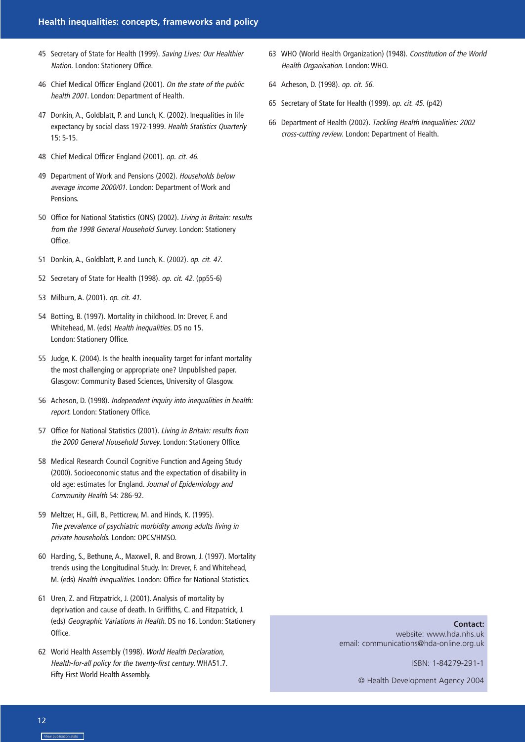45 Secretary of State for Health (1999). *Saving Lives: Our Healthier Nation.* London: Stationery Office.

46 Chief Medical Officer England (2001). *On the state of the public health 2001*. London: Department of Health.

47 Donkin, A., Goldblatt, P. and Lunch, K. (2002). Inequalities in life expectancy by social class 1972-1999. *Health Statistics Quarterly* 15: 5-15.

48 Chief Medical Officer England (2001). *op. cit. 46.*

49 Department of Work and Pensions (2002). *Households below average income 2000/01*. London: Department of Work and Pensions.

50 Office for National Statistics (ONS) (2002). *Living in Britain: results from the 1998 General Household Survey*. London: Stationery Office.

51 Donkin, A., Goldblatt, P. and Lunch, K. (2002). *op. cit. 47.*

52 Secretary of State for Health (1998). *op. cit. 42.* (pp55-6)

53 Milburn, A. (2001). *op. cit. 41.*

54 Botting, B. (1997). Mortality in childhood. In: Drever, F. and Whitehead, M. (eds) *Health inequalities.* DS no 15. London: Stationery Office.

55 Judge, K. (2004). Is the health inequality target for infant mortality the most challenging or appropriate one? Unpublished paper. Glasgow: Community Based Sciences, University of Glasgow.

56 Acheson, D. (1998). *Independent inquiry into inequalities in health: report.* London: Stationery Office.

57 Office for National Statistics (2001). *Living in Britain: results from the 2000 General Household Survey.* London: Stationery Office.

58 Medical Research Council Cognitive Function and Ageing Study (2000). Socioeconomic status and the expectation of disability in old age: estimates for England. *Journal of Epidemiology and Community Health* 54: 286-92.

59 Meltzer, H., Gill, B., Petticrew, M. and Hinds, K. (1995). *The prevalence of psychiatric morbidity among adults living in private households.* London: OPCS/HMSO.

60 Harding, S., Bethune, A., Maxwell, R. and Brown, J. (1997). Mortality trends using the Longitudinal Study. In: Drever, F. and Whitehead, M. (eds) *Health inequalities.* London: Office for National Statistics.

61 Uren, Z. and Fitzpatrick, J. (2001). Analysis of mortality by deprivation and cause of death. In Griffiths, C. and Fitzpatrick, J. (eds) *Geographic Variations in Health.* DS no 16. London: Stationery Office.

62 World Health Assembly (1998). *World Health Declaration, Health-for-all policy for the twenty-first century.* WHA51.7. Fifty First World Health Assembly.

63 WHO (World Health Organization) (1948). *Constitution of the World Health Organisation.* London: WHO.

64 Acheson, D. (1998). *op. cit. 56.*

65 Secretary of State for Health (1999). *op. cit. 45.* (p42)

66 Department of Health (2002). *Tackling Health Inequalities: 2002 cross-cutting review.* London: Department of Health.

**Contact:**
website: www.hda.nhs.uk
email: communications@hda-online.org.uk

ISBN: 1-84279-291-1

© Health Development Agency 2004